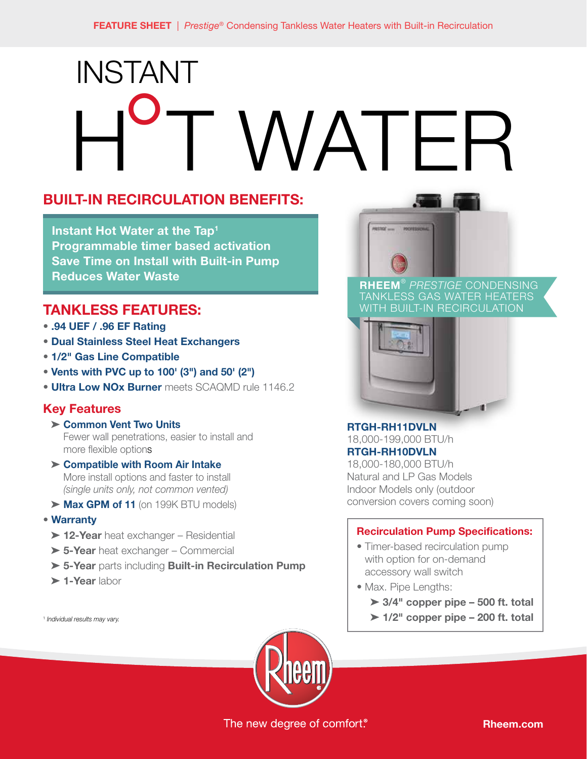# INSTANT HOT WATER

## BUILT-IN RECIRCULATION BENEFITS:

**Instant Hot Water at the Tap[1]**
**Programmable timer based activation**
**Save Time on Install with Built-in Pump**
**Reduces Water Waste**

## TANKLESS FEATURES:

- **.94 UEF / .96 EF Rating**
- **Dual Stainless Steel Heat Exchangers**
- **1/2" Gas Line Compatible**
- **Vents with PVC up to 100' (3") and 50' (2")**
- **Ultra Low NOx Burner** meets SCAQMD rule 1146.2

### Key Features

- ➤ **Common Vent Two Units**
  Fewer wall penetrations, easier to install and more flexible options
- ➤ **Compatible with Room Air Intake**
  More install options and faster to install *(single units only, not common vented)*
- ➤ **Max GPM of 11** (on 199K BTU models)
- **Warranty**
  - ➤ **12-Year** heat exchanger – Residential
  - ➤ **5-Year** heat exchanger – Commercial
  - ➤ **5-Year** parts including **Built-in Recirculation Pump**
  - ➤ **1-Year** labor

[1] *Individual results may vary.*

**RHEEM® *PRESTIGE* CONDENSING TANKLESS GAS WATER HEATERS WITH BUILT-IN RECIRCULATION**

**RTGH-RH11DVLN**
18,000-199,000 BTU/h
**RTGH-RH10DVLN**
18,000-180,000 BTU/h
Natural and LP Gas Models
Indoor Models only (outdoor conversion covers coming soon)

### Recirculation Pump Specifications:

- Timer-based recirculation pump with option for on-demand accessory wall switch
- Max. Pipe Lengths:
  - ➤ **3/4" copper pipe – 500 ft. total**
  - ➤ **1/2" copper pipe – 200 ft. total**

The new degree of comfort.®

**Rheem.com**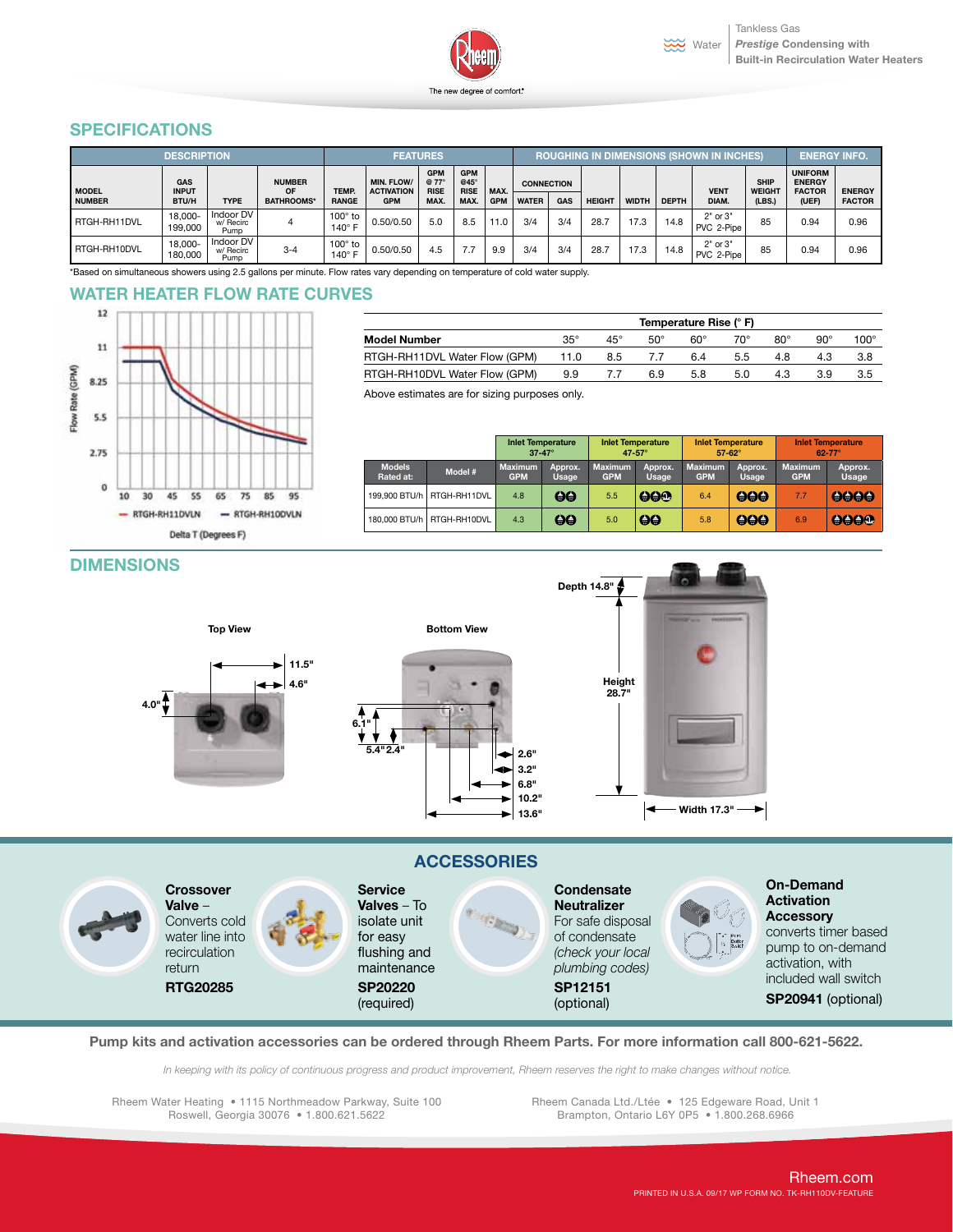Tankless Gas

Water | ***Prestige* Condensing with Built-in Recirculation Water Heaters**

The new degree of comfort.

## SPECIFICATIONS

| DESCRIPTION | | | | FEATURES | | | | | ROUGHING IN DIMENSIONS (SHOWN IN INCHES) | | | | | | | ENERGY INFO. | |
|---|---|---|---|---|---|---|---|---|---|---|---|---|---|---|---|---|---|
| MODEL NUMBER | GAS INPUT BTU/H | TYPE | NUMBER OF BATHROOMS* | TEMP. RANGE | MIN. FLOW/ ACTIVATION GPM | GPM @ 77° RISE MAX. | GPM @45° RISE MAX. | MAX. GPM | CONNECTION WATER | CONNECTION GAS | HEIGHT | WIDTH | DEPTH | VENT DIAM. | SHIP WEIGHT (LBS.) | UNIFORM ENERGY FACTOR (UEF) | ENERGY FACTOR |
| RTGH-RH11DVL | 18,000-199,000 | Indoor DV w/ Recirc Pump | 4 | 100° to 140° F | 0.50/0.50 | 5.0 | 8.5 | 11.0 | 3/4 | 3/4 | 28.7 | 17.3 | 14.8 | 2" or 3" PVC 2-Pipe | 85 | 0.94 | 0.96 |
| RTGH-RH10DVL | 18,000-180,000 | Indoor DV w/ Recirc Pump | 3-4 | 100° to 140° F | 0.50/0.50 | 4.5 | 7.7 | 9.9 | 3/4 | 3/4 | 28.7 | 17.3 | 14.8 | 2" or 3" PVC 2-Pipe | 85 | 0.94 | 0.96 |

*Based on simultaneous showers using 2.5 gallons per minute. Flow rates vary depending on temperature of cold water supply.

## WATER HEATER FLOW RATE CURVES

Flow Rate (GPM)

12, 11, 8.25, 5.5, 2.75, 0

10, 30, 45, 55, 65, 75, 85, 95

RTGH-RH11DVLN — RTGH-RH10DVLN

Delta T (Degrees F)

| | Temperature Rise (° F) | | | | | | | |
|---|---|---|---|---|---|---|---|---|
| **Model Number** | 35° | 45° | 50° | 60° | 70° | 80° | 90° | 100° |
| RTGH-RH11DVL Water Flow (GPM) | 11.0 | 8.5 | 7.7 | 6.4 | 5.5 | 4.8 | 4.3 | 3.8 |
| RTGH-RH10DVL Water Flow (GPM) | 9.9 | 7.7 | 6.9 | 5.8 | 5.0 | 4.3 | 3.9 | 3.5 |

Above estimates are for sizing purposes only.

| | | Inlet Temperature 37-47° | | Inlet Temperature 47-57° | | Inlet Temperature 57-62° | | Inlet Temperature 62-77° | |
|---|---|---|---|---|---|---|---|---|---|
| Models Rated at: | Model # | Maximum GPM | Approx. Usage | Maximum GPM | Approx. Usage | Maximum GPM | Approx. Usage | Maximum GPM | Approx. Usage |
| 199,900 BTU/h | RTGH-RH11DVL | 4.8 | | 5.5 | | 6.4 | | 7.7 | |
| 180,000 BTU/h | RTGH-RH10DVL | 4.3 | | 5.0 | | 5.8 | | 6.9 | |

## DIMENSIONS

Top View

11.5"
4.6"
4.0"

Bottom View

6.1"
5.4" 2.4"
2.6"
3.2"
6.8"
10.2"
13.6"

Depth 14.8"

Height 28.7"

Width 17.3"

## ACCESSORIES

**Crossover Valve** – Converts cold water line into recirculation return
**RTG20285**

**Service Valves** – To isolate unit for easy flushing and maintenance
**SP20220** (required)

**Condensate Neutralizer** For safe disposal of condensate *(check your local plumbing codes)*
**SP12151** (optional)

**On-Demand Activation Accessory** converts timer based pump to on-demand activation, with included wall switch
**SP20941** (optional)

**Pump kits and activation accessories can be ordered through Rheem Parts. For more information call 800-621-5622.**

*In keeping with its policy of continuous progress and product improvement, Rheem reserves the right to make changes without notice.*

Rheem Water Heating • 1115 Northmeadow Parkway, Suite 100
Roswell, Georgia 30076 • 1.800.621.5622

Rheem Canada Ltd./Ltée • 125 Edgeware Road, Unit 1
Brampton, Ontario L6Y 0P5 • 1.800.268.6966

Rheem.com

PRINTED IN U.S.A. 09/17 WP FORM NO. TK-RH110DV-FEATURE